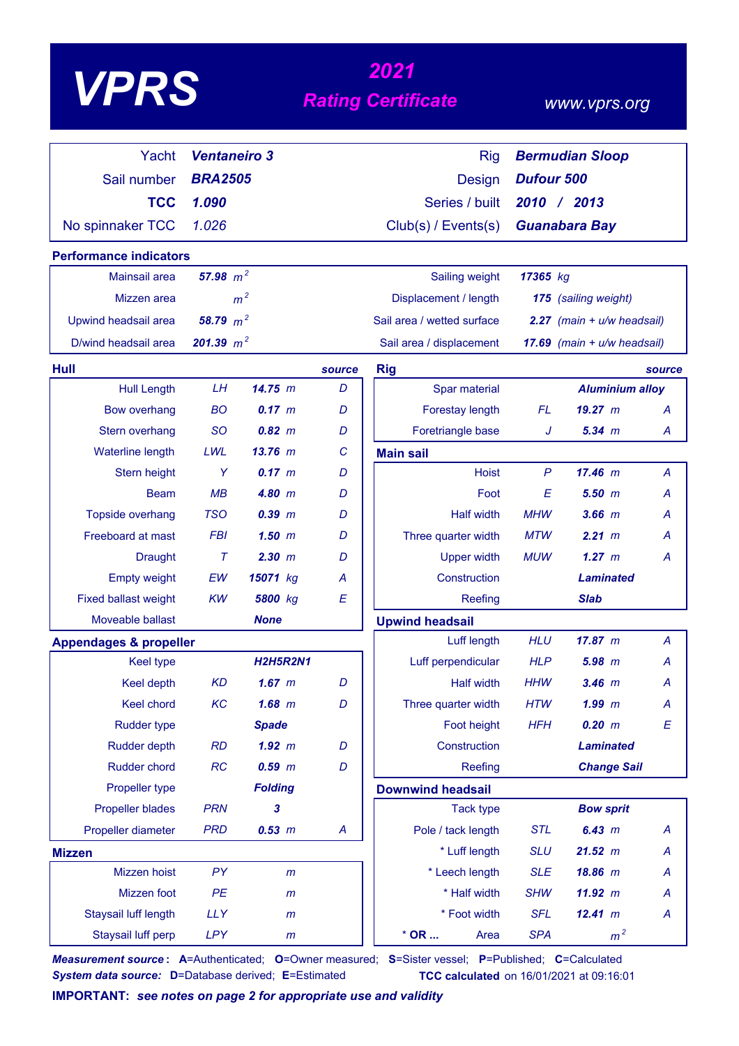# VPRS

## 2021 Rating Certificate

www.vprs.org

| | | | |
|---|---|---|---|
| Yacht | **Ventaneiro 3** | Rig | **Bermudian Sloop** |
| Sail number | **BRA2505** | Design | **Dufour 500** |
| **TCC** | **1.090** | Series / built | **2010 / 2013** |
| No spinnaker TCC | 1.026 | Club(s) / Events(s) | **Guanabara Bay** |

### Performance indicators

| | | | |
|---|---|---|---|
| Mainsail area | **57.98** $m^2$ | Sailing weight | **17365** kg |
| Mizzen area | $m^2$ | Displacement / length | **175** (sailing weight) |
| Upwind headsail area | **58.79** $m^2$ | Sail area / wetted surface | **2.27** (main + u/w headsail) |
| D/wind headsail area | **201.39** $m^2$ | Sail area / displacement | **17.69** (main + u/w headsail) |

### Hull

| | | | source |
|---|---|---|---|
| Hull Length | LH | **14.75** m | D |
| Bow overhang | BO | **0.17** m | D |
| Stern overhang | SO | **0.82** m | D |
| Waterline length | LWL | **13.76** m | C |
| Stern height | Y | **0.17** m | D |
| Beam | MB | **4.80** m | D |
| Topside overhang | TSO | **0.39** m | D |
| Freeboard at mast | FBI | **1.50** m | D |
| Draught | T | **2.30** m | D |
| Empty weight | EW | **15071** kg | A |
| Fixed ballast weight | KW | **5800** kg | E |
| Moveable ballast | | **None** | |

### Appendages & propeller

| | | | |
|---|---|---|---|
| Keel type | | **H2H5R2N1** | |
| Keel depth | KD | **1.67** m | D |
| Keel chord | KC | **1.68** m | D |
| Rudder type | | **Spade** | |
| Rudder depth | RD | **1.92** m | D |
| Rudder chord | RC | **0.59** m | D |
| Propeller type | | **Folding** | |
| Propeller blades | PRN | **3** | |
| Propeller diameter | PRD | **0.53** m | A |

### Mizzen

| | | | |
|---|---|---|---|
| Mizzen hoist | PY | m | |
| Mizzen foot | PE | m | |
| Staysail luff length | LLY | m | |
| Staysail luff perp | LPY | m | |

### Rig

| | | | source |
|---|---|---|---|
| Spar material | | **Aluminium alloy** | |
| Forestay length | FL | **19.27** m | A |
| Foretriangle base | J | **5.34** m | A |

### Main sail

| | | | |
|---|---|---|---|
| Hoist | P | **17.46** m | A |
| Foot | E | **5.50** m | A |
| Half width | MHW | **3.66** m | A |
| Three quarter width | MTW | **2.21** m | A |
| Upper width | MUW | **1.27** m | A |
| Construction | | **Laminated** | |
| Reefing | | **Slab** | |

### Upwind headsail

| | | | |
|---|---|---|---|
| Luff length | HLU | **17.87** m | A |
| Luff perpendicular | HLP | **5.98** m | A |
| Half width | HHW | **3.46** m | A |
| Three quarter width | HTW | **1.99** m | A |
| Foot height | HFH | **0.20** m | E |
| Construction | | **Laminated** | |
| Reefing | | **Change Sail** | |

### Downwind headsail

| | | | |
|---|---|---|---|
| Tack type | | **Bow sprit** | |
| Pole / tack length | STL | **6.43** m | A |
| * Luff length | SLU | **21.52** m | A |
| * Leech length | SLE | **18.86** m | A |
| * Half width | SHW | **11.92** m | A |
| * Foot width | SFL | **12.41** m | A |
| * **OR ...** Area | SPA | $m^2$ | |

***Measurement source*:** **A**=Authenticated; **O**=Owner measured; **S**=Sister vessel; **P**=Published; **C**=Calculated
***System data source:*** **D**=Database derived; **E**=Estimated

**TCC calculated** on 16/01/2021 at 09:16:01

**IMPORTANT:** ***see notes on page 2 for appropriate use and validity***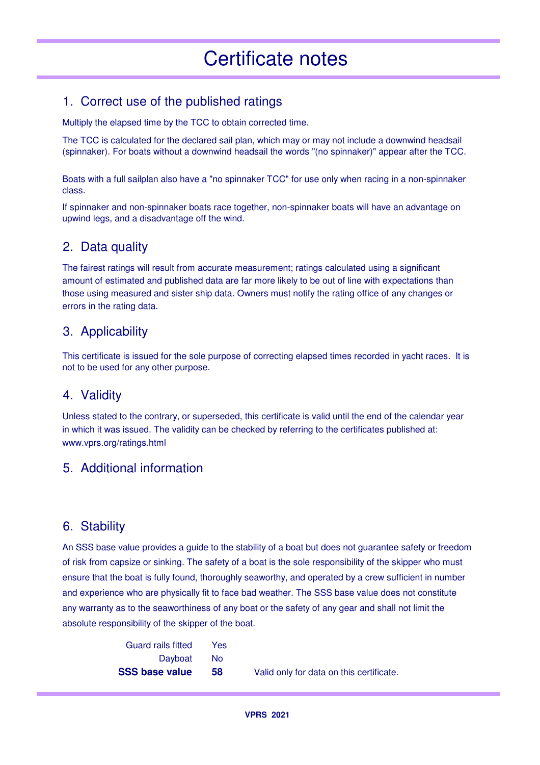# Certificate notes

## 1. Correct use of the published ratings

Multiply the elapsed time by the TCC to obtain corrected time.

The TCC is calculated for the declared sail plan, which may or may not include a downwind headsail (spinnaker). For boats without a downwind headsail the words "(no spinnaker)" appear after the TCC.

Boats with a full sailplan also have a "no spinnaker TCC" for use only when racing in a non-spinnaker class.

If spinnaker and non-spinnaker boats race together, non-spinnaker boats will have an advantage on upwind legs, and a disadvantage off the wind.

## 2. Data quality

The fairest ratings will result from accurate measurement; ratings calculated using a significant amount of estimated and published data are far more likely to be out of line with expectations than those using measured and sister ship data. Owners must notify the rating office of any changes or errors in the rating data.

## 3. Applicability

This certificate is issued for the sole purpose of correcting elapsed times recorded in yacht races. It is not to be used for any other purpose.

## 4. Validity

Unless stated to the contrary, or superseded, this certificate is valid until the end of the calendar year in which it was issued. The validity can be checked by referring to the certificates published at: www.vprs.org/ratings.html

## 5. Additional information

## 6. Stability

An SSS base value provides a guide to the stability of a boat but does not guarantee safety or freedom of risk from capsize or sinking. The safety of a boat is the sole responsibility of the skipper who must ensure that the boat is fully found, thoroughly seaworthy, and operated by a crew sufficient in number and experience who are physically fit to face bad weather. The SSS base value does not constitute any warranty as to the seaworthiness of any boat or the safety of any gear and shall not limit the absolute responsibility of the skipper of the boat.

| | | |
|---|---|---|
| Guard rails fitted | Yes | |
| Dayboat | No | |
| **SSS base value** | **58** | Valid only for data on this certificate. |

**VPRS 2021**